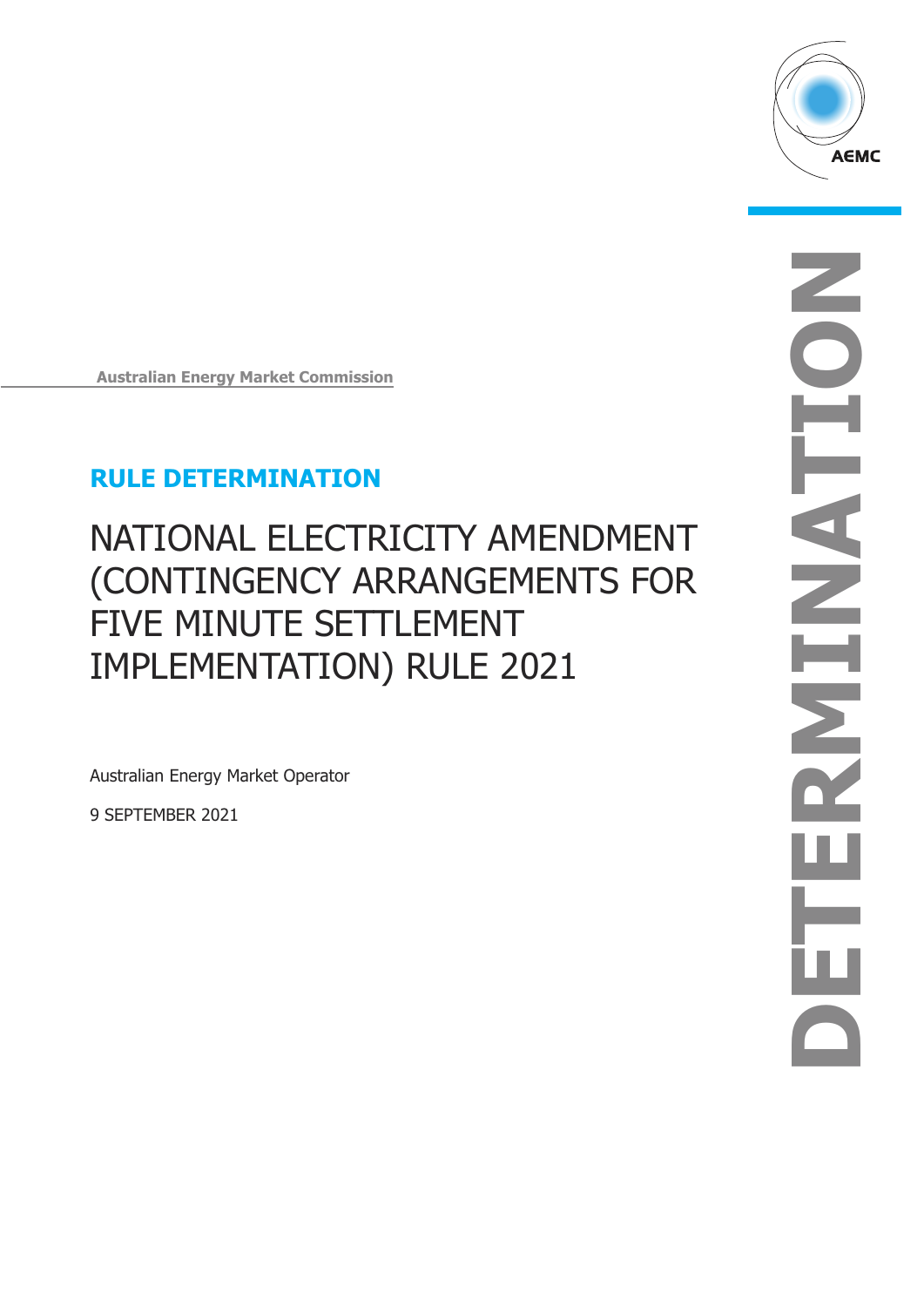Australian Energy Market Commission

## RULE DETERMINATION

# NATIONAL ELECTRICITY AMENDMENT (CONTINGENCY ARRANGEMENTS FOR FIVE MINUTE SETTLEMENT IMPLEMENTATION) RULE 2021

Australian Energy Market Operator

9 SEPTEMBER 2021

DETERMINATION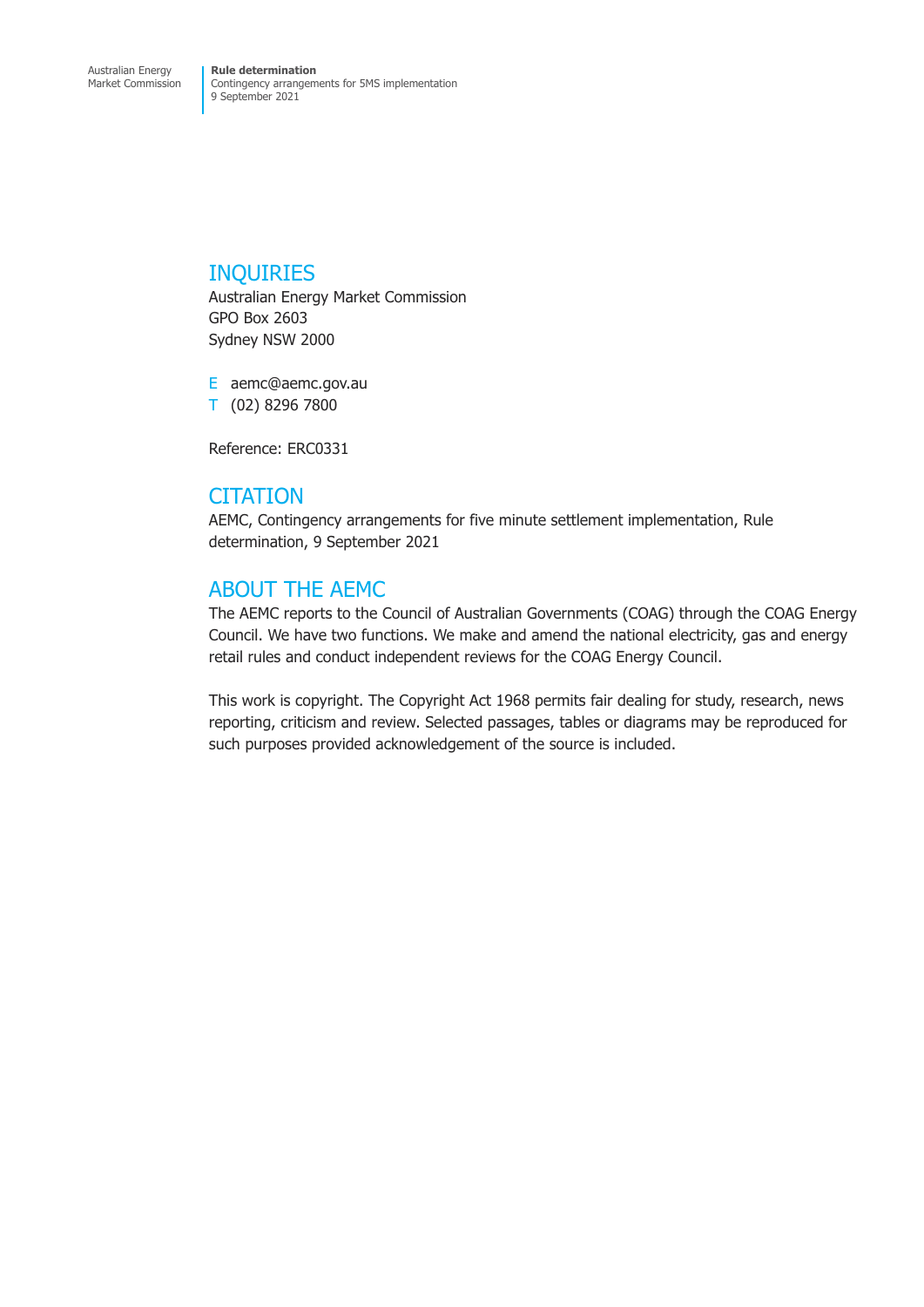## INQUIRIES

Australian Energy Market Commission
GPO Box 2603
Sydney NSW 2000

E aemc@aemc.gov.au
T (02) 8296 7800

Reference: ERC0331

## CITATION

AEMC, Contingency arrangements for five minute settlement implementation, Rule determination, 9 September 2021

## ABOUT THE AEMC

The AEMC reports to the Council of Australian Governments (COAG) through the COAG Energy Council. We have two functions. We make and amend the national electricity, gas and energy retail rules and conduct independent reviews for the COAG Energy Council.

This work is copyright. The Copyright Act 1968 permits fair dealing for study, research, news reporting, criticism and review. Selected passages, tables or diagrams may be reproduced for such purposes provided acknowledgement of the source is included.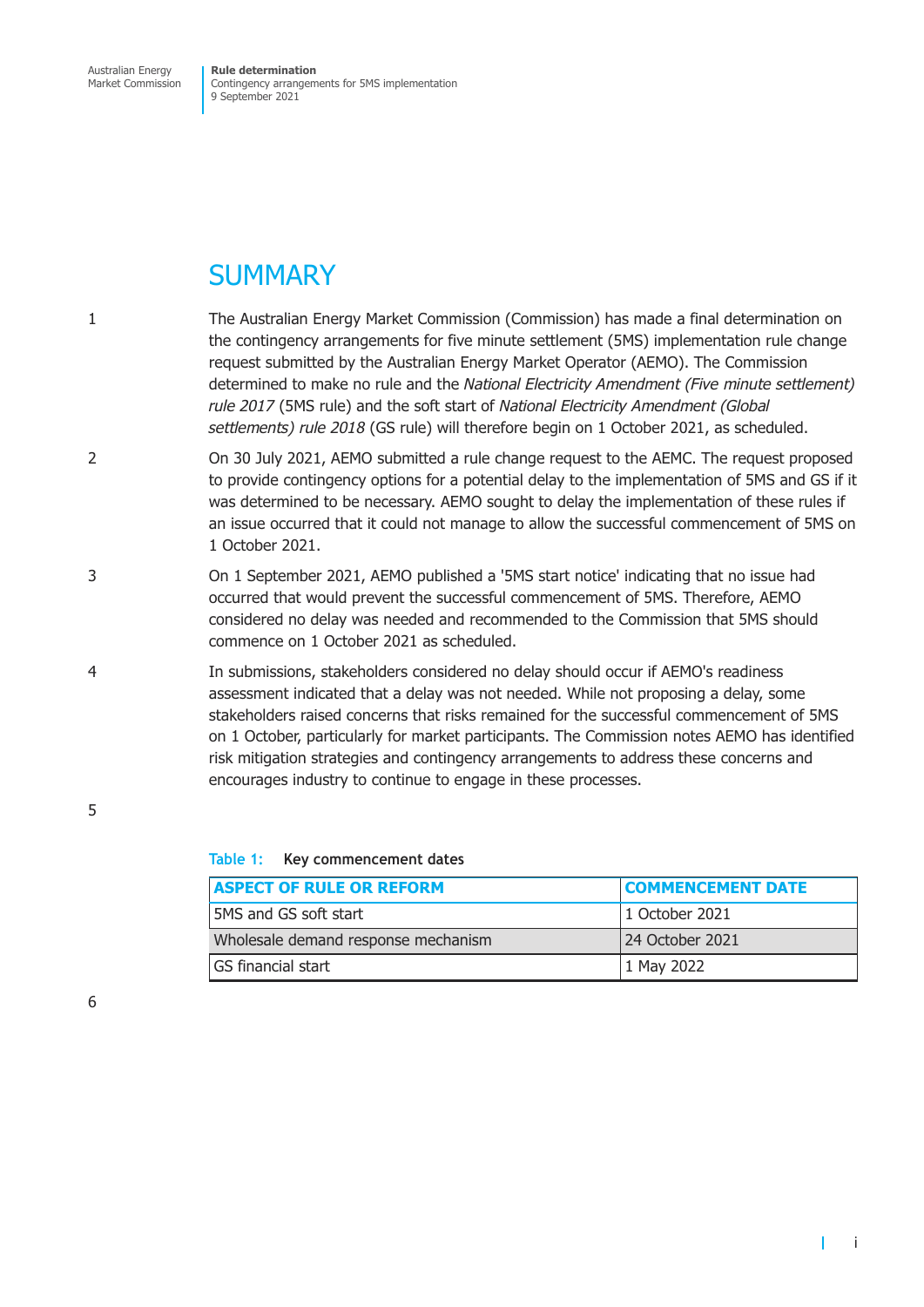# SUMMARY

1 The Australian Energy Market Commission (Commission) has made a final determination on the contingency arrangements for five minute settlement (5MS) implementation rule change request submitted by the Australian Energy Market Operator (AEMO). The Commission determined to make no rule and the *National Electricity Amendment (Five minute settlement) rule 2017* (5MS rule) and the soft start of *National Electricity Amendment (Global settlements) rule 2018* (GS rule) will therefore begin on 1 October 2021, as scheduled.

2 On 30 July 2021, AEMO submitted a rule change request to the AEMC. The request proposed to provide contingency options for a potential delay to the implementation of 5MS and GS if it was determined to be necessary. AEMO sought to delay the implementation of these rules if an issue occurred that it could not manage to allow the successful commencement of 5MS on 1 October 2021.

3 On 1 September 2021, AEMO published a '5MS start notice' indicating that no issue had occurred that would prevent the successful commencement of 5MS. Therefore, AEMO considered no delay was needed and recommended to the Commission that 5MS should commence on 1 October 2021 as scheduled.

4 In submissions, stakeholders considered no delay should occur if AEMO's readiness assessment indicated that a delay was not needed. While not proposing a delay, some stakeholders raised concerns that risks remained for the successful commencement of 5MS on 1 October, particularly for market participants. The Commission notes AEMO has identified risk mitigation strategies and contingency arrangements to address these concerns and encourages industry to continue to engage in these processes.

5

**Table 1: Key commencement dates**

| ASPECT OF RULE OR REFORM | COMMENCEMENT DATE |
|---|---|
| 5MS and GS soft start | 1 October 2021 |
| Wholesale demand response mechanism | 24 October 2021 |
| GS financial start | 1 May 2022 |

6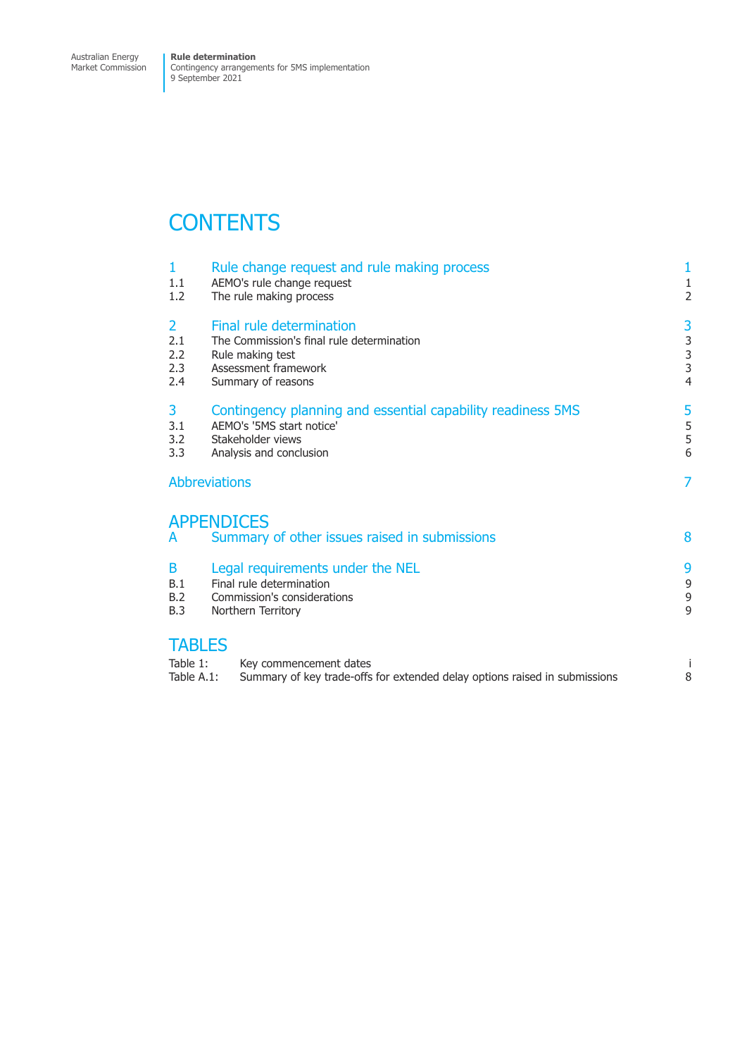# CONTENTS

| | | |
|---|---|---|
| **1** | **Rule change request and rule making process** | **1** |
| 1.1 | AEMO's rule change request | 1 |
| 1.2 | The rule making process | 2 |
| **2** | **Final rule determination** | **3** |
| 2.1 | The Commission's final rule determination | 3 |
| 2.2 | Rule making test | 3 |
| 2.3 | Assessment framework | 3 |
| 2.4 | Summary of reasons | 4 |
| **3** | **Contingency planning and essential capability readiness 5MS** | **5** |
| 3.1 | AEMO's '5MS start notice' | 5 |
| 3.2 | Stakeholder views | 5 |
| 3.3 | Analysis and conclusion | 6 |
| | **Abbreviations** | **7** |

## APPENDICES

| | | |
|---|---|---|
| **A** | **Summary of other issues raised in submissions** | **8** |
| **B** | **Legal requirements under the NEL** | **9** |
| B.1 | Final rule determination | 9 |
| B.2 | Commission's considerations | 9 |
| B.3 | Northern Territory | 9 |

## TABLES

| | | |
|---|---|---|
| Table 1: | Key commencement dates | i |
| Table A.1: | Summary of key trade-offs for extended delay options raised in submissions | 8 |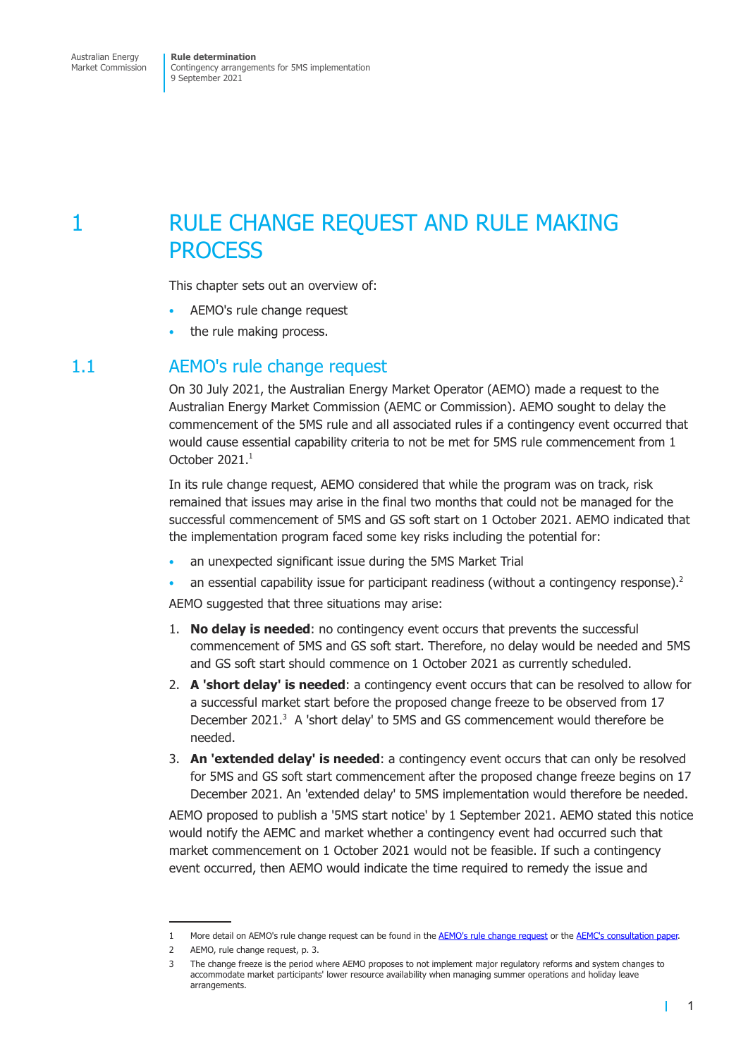# 1 RULE CHANGE REQUEST AND RULE MAKING PROCESS

This chapter sets out an overview of:

- AEMO's rule change request
- the rule making process.

## 1.1 AEMO's rule change request

On 30 July 2021, the Australian Energy Market Operator (AEMO) made a request to the Australian Energy Market Commission (AEMC or Commission). AEMO sought to delay the commencement of the 5MS rule and all associated rules if a contingency event occurred that would cause essential capability criteria to not be met for 5MS rule commencement from 1 October 2021.[1]

In its rule change request, AEMO considered that while the program was on track, risk remained that issues may arise in the final two months that could not be managed for the successful commencement of 5MS and GS soft start on 1 October 2021. AEMO indicated that the implementation program faced some key risks including the potential for:

- an unexpected significant issue during the 5MS Market Trial
- an essential capability issue for participant readiness (without a contingency response).[2]

AEMO suggested that three situations may arise:

1. **No delay is needed**: no contingency event occurs that prevents the successful commencement of 5MS and GS soft start. Therefore, no delay would be needed and 5MS and GS soft start should commence on 1 October 2021 as currently scheduled.
2. **A 'short delay' is needed**: a contingency event occurs that can be resolved to allow for a successful market start before the proposed change freeze to be observed from 17 December 2021.[3] A 'short delay' to 5MS and GS commencement would therefore be needed.
3. **An 'extended delay' is needed**: a contingency event occurs that can only be resolved for 5MS and GS soft start commencement after the proposed change freeze begins on 17 December 2021. An 'extended delay' to 5MS implementation would therefore be needed.

AEMO proposed to publish a '5MS start notice' by 1 September 2021. AEMO stated this notice would notify the AEMC and market whether a contingency event had occurred such that market commencement on 1 October 2021 would not be feasible. If such a contingency event occurred, then AEMO would indicate the time required to remedy the issue and

1 More detail on AEMO's rule change request can be found in the AEMO's rule change request or the AEMC's consultation paper.

2 AEMO, rule change request, p. 3.

3 The change freeze is the period where AEMO proposes to not implement major regulatory reforms and system changes to accommodate market participants' lower resource availability when managing summer operations and holiday leave arrangements.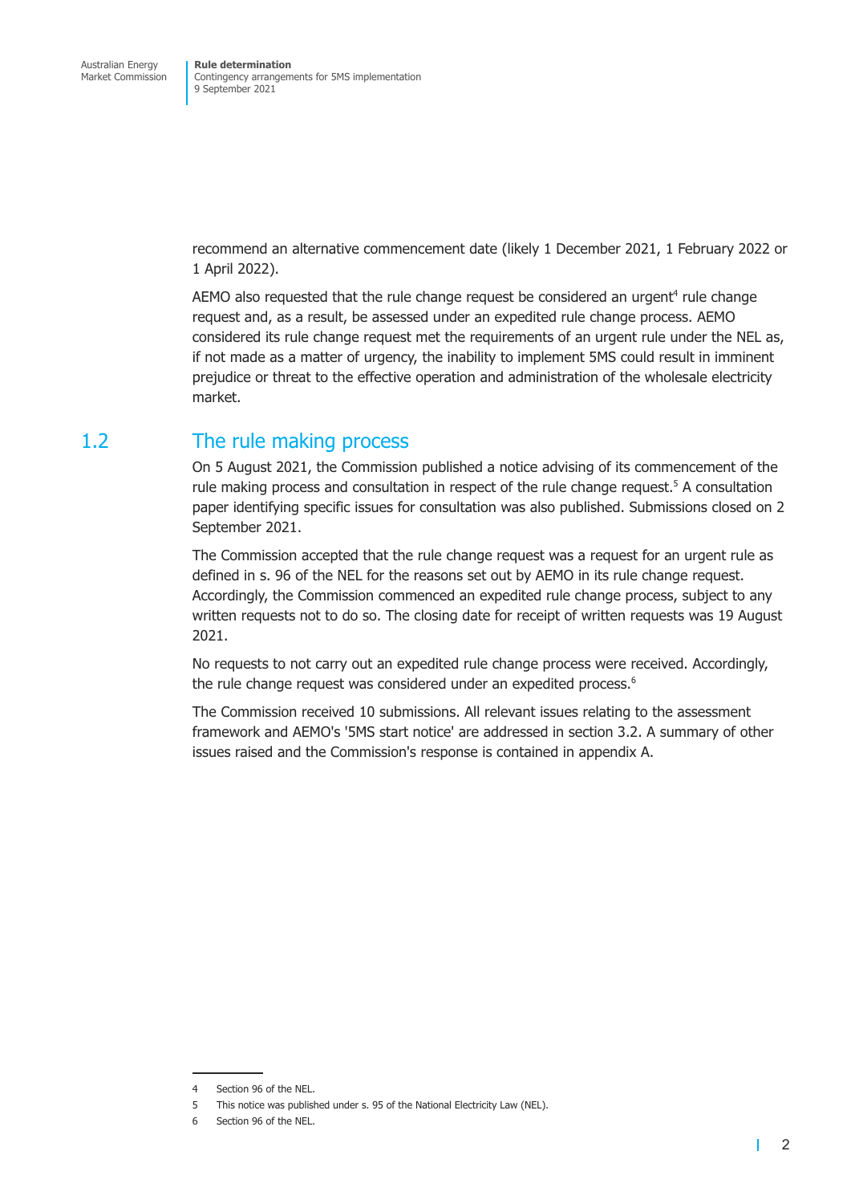recommend an alternative commencement date (likely 1 December 2021, 1 February 2022 or 1 April 2022).

AEMO also requested that the rule change request be considered an urgent[4] rule change request and, as a result, be assessed under an expedited rule change process. AEMO considered its rule change request met the requirements of an urgent rule under the NEL as, if not made as a matter of urgency, the inability to implement 5MS could result in imminent prejudice or threat to the effective operation and administration of the wholesale electricity market.

## 1.2 The rule making process

On 5 August 2021, the Commission published a notice advising of its commencement of the rule making process and consultation in respect of the rule change request.[5] A consultation paper identifying specific issues for consultation was also published. Submissions closed on 2 September 2021.

The Commission accepted that the rule change request was a request for an urgent rule as defined in s. 96 of the NEL for the reasons set out by AEMO in its rule change request. Accordingly, the Commission commenced an expedited rule change process, subject to any written requests not to do so. The closing date for receipt of written requests was 19 August 2021.

No requests to not carry out an expedited rule change process were received. Accordingly, the rule change request was considered under an expedited process.[6]

The Commission received 10 submissions. All relevant issues relating to the assessment framework and AEMO's '5MS start notice' are addressed in section 3.2. A summary of other issues raised and the Commission's response is contained in appendix A.

---

4 Section 96 of the NEL.

5 This notice was published under s. 95 of the National Electricity Law (NEL).

6 Section 96 of the NEL.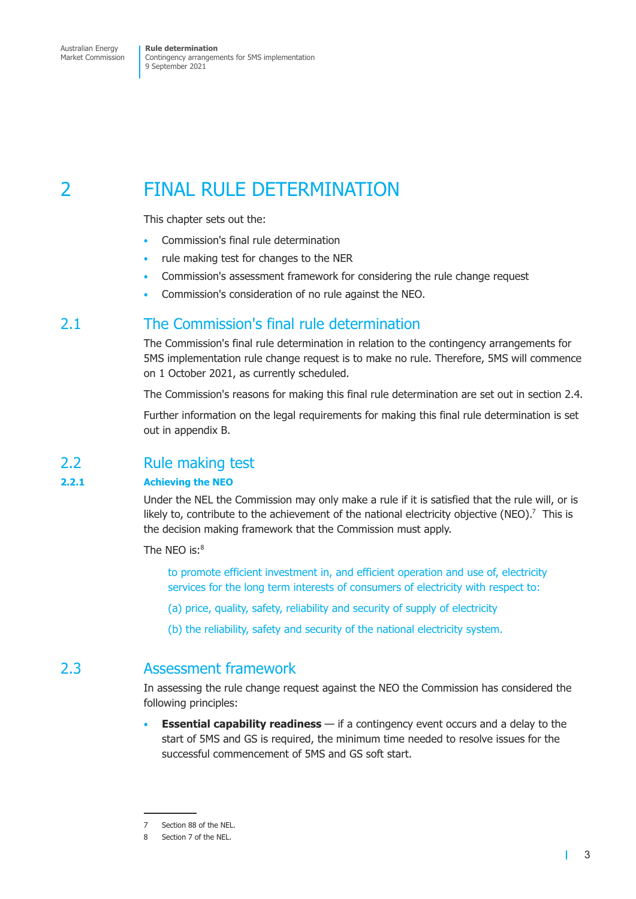# 2 FINAL RULE DETERMINATION

This chapter sets out the:

- Commission's final rule determination
- rule making test for changes to the NER
- Commission's assessment framework for considering the rule change request
- Commission's consideration of no rule against the NEO.

## 2.1 The Commission's final rule determination

The Commission's final rule determination in relation to the contingency arrangements for 5MS implementation rule change request is to make no rule. Therefore, 5MS will commence on 1 October 2021, as currently scheduled.

The Commission's reasons for making this final rule determination are set out in section 2.4.

Further information on the legal requirements for making this final rule determination is set out in appendix B.

## 2.2 Rule making test

### 2.2.1 Achieving the NEO

Under the NEL the Commission may only make a rule if it is satisfied that the rule will, or is likely to, contribute to the achievement of the national electricity objective (NEO).[7] This is the decision making framework that the Commission must apply.

The NEO is:[8]

> to promote efficient investment in, and efficient operation and use of, electricity services for the long term interests of consumers of electricity with respect to:
>
> (a) price, quality, safety, reliability and security of supply of electricity
>
> (b) the reliability, safety and security of the national electricity system.

## 2.3 Assessment framework

In assessing the rule change request against the NEO the Commission has considered the following principles:

- **Essential capability readiness** — if a contingency event occurs and a delay to the start of 5MS and GS is required, the minimum time needed to resolve issues for the successful commencement of 5MS and GS soft start.

---

7 Section 88 of the NEL.

8 Section 7 of the NEL.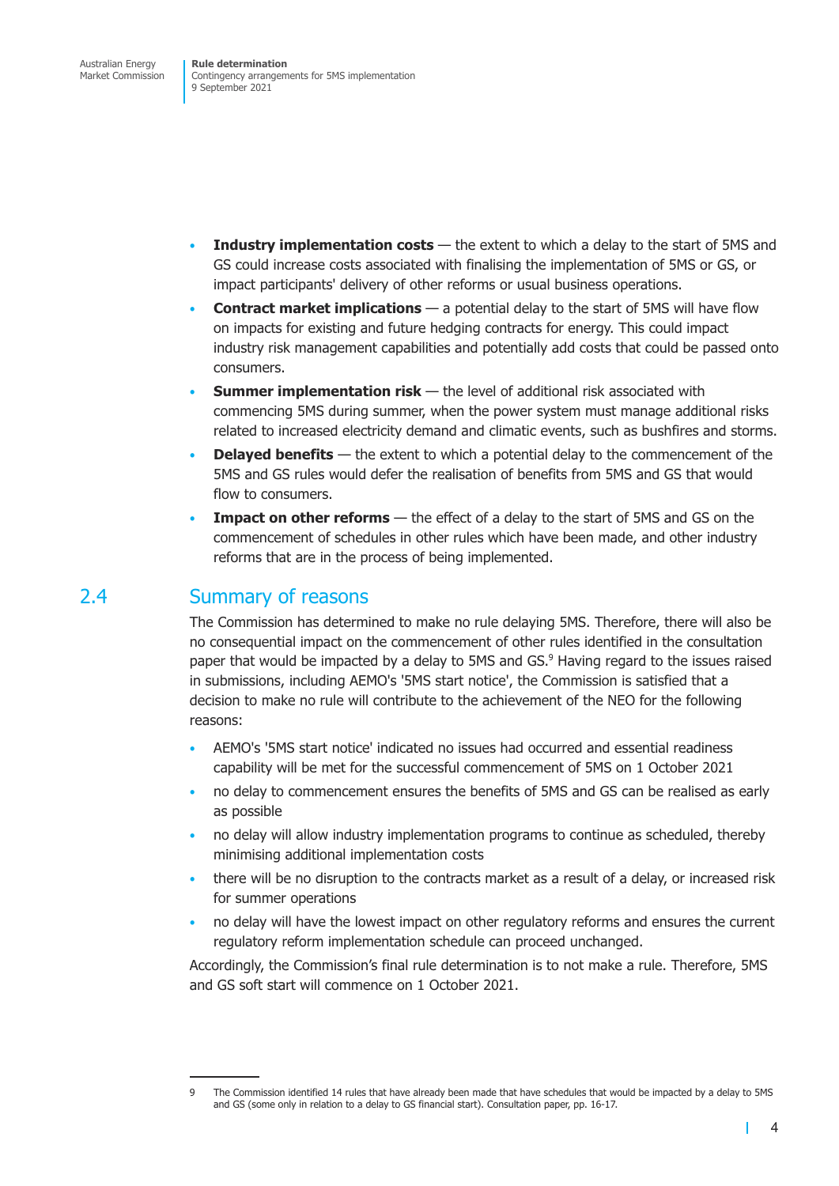- **Industry implementation costs** — the extent to which a delay to the start of 5MS and GS could increase costs associated with finalising the implementation of 5MS or GS, or impact participants' delivery of other reforms or usual business operations.
- **Contract market implications** — a potential delay to the start of 5MS will have flow on impacts for existing and future hedging contracts for energy. This could impact industry risk management capabilities and potentially add costs that could be passed onto consumers.
- **Summer implementation risk** — the level of additional risk associated with commencing 5MS during summer, when the power system must manage additional risks related to increased electricity demand and climatic events, such as bushfires and storms.
- **Delayed benefits** — the extent to which a potential delay to the commencement of the 5MS and GS rules would defer the realisation of benefits from 5MS and GS that would flow to consumers.
- **Impact on other reforms** — the effect of a delay to the start of 5MS and GS on the commencement of schedules in other rules which have been made, and other industry reforms that are in the process of being implemented.

## 2.4 Summary of reasons

The Commission has determined to make no rule delaying 5MS. Therefore, there will also be no consequential impact on the commencement of other rules identified in the consultation paper that would be impacted by a delay to 5MS and GS.[9] Having regard to the issues raised in submissions, including AEMO's '5MS start notice', the Commission is satisfied that a decision to make no rule will contribute to the achievement of the NEO for the following reasons:

- AEMO's '5MS start notice' indicated no issues had occurred and essential readiness capability will be met for the successful commencement of 5MS on 1 October 2021
- no delay to commencement ensures the benefits of 5MS and GS can be realised as early as possible
- no delay will allow industry implementation programs to continue as scheduled, thereby minimising additional implementation costs
- there will be no disruption to the contracts market as a result of a delay, or increased risk for summer operations
- no delay will have the lowest impact on other regulatory reforms and ensures the current regulatory reform implementation schedule can proceed unchanged.

Accordingly, the Commission's final rule determination is to not make a rule. Therefore, 5MS and GS soft start will commence on 1 October 2021.

9 The Commission identified 14 rules that have already been made that have schedules that would be impacted by a delay to 5MS and GS (some only in relation to a delay to GS financial start). Consultation paper, pp. 16-17.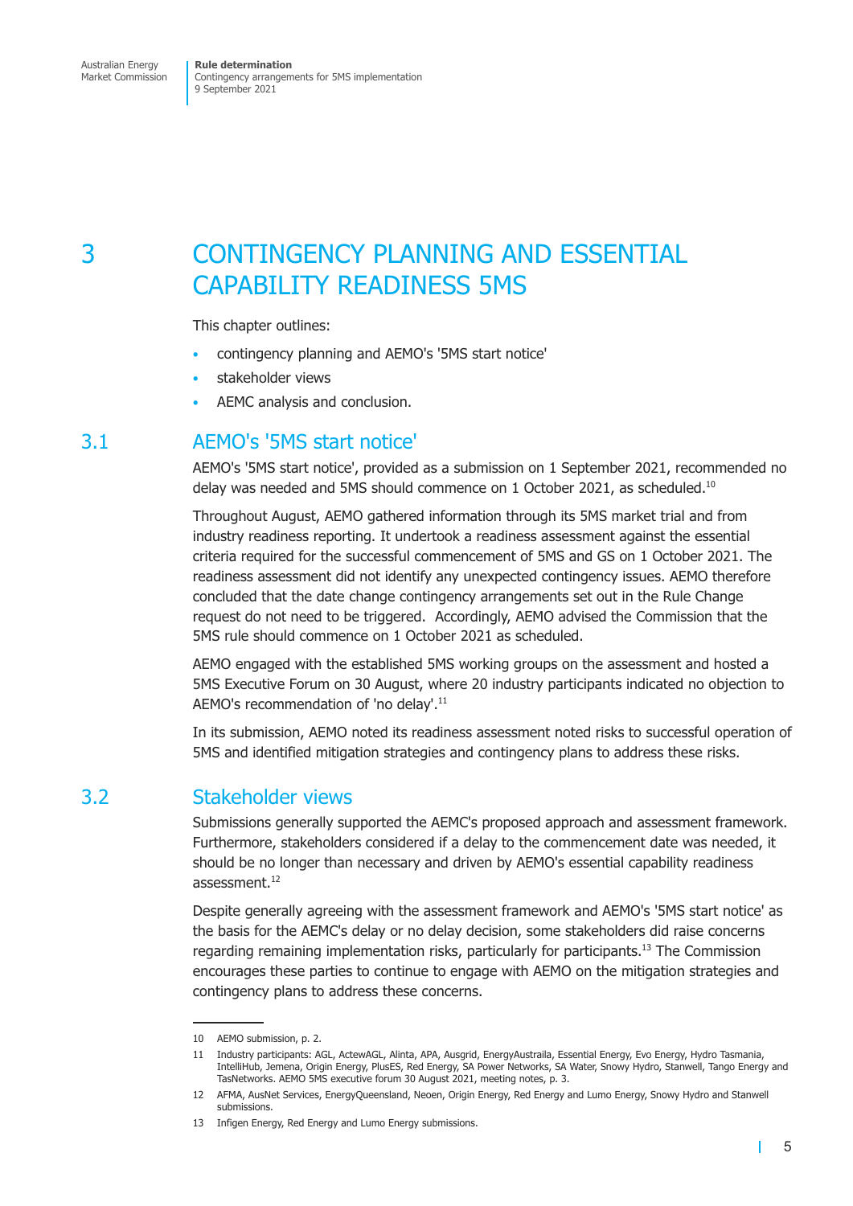# 3 CONTINGENCY PLANNING AND ESSENTIAL CAPABILITY READINESS 5MS

This chapter outlines:

- contingency planning and AEMO's '5MS start notice'
- stakeholder views
- AEMC analysis and conclusion.

## 3.1 AEMO's '5MS start notice'

AEMO's '5MS start notice', provided as a submission on 1 September 2021, recommended no delay was needed and 5MS should commence on 1 October 2021, as scheduled.[10]

Throughout August, AEMO gathered information through its 5MS market trial and from industry readiness reporting. It undertook a readiness assessment against the essential criteria required for the successful commencement of 5MS and GS on 1 October 2021. The readiness assessment did not identify any unexpected contingency issues. AEMO therefore concluded that the date change contingency arrangements set out in the Rule Change request do not need to be triggered. Accordingly, AEMO advised the Commission that the 5MS rule should commence on 1 October 2021 as scheduled.

AEMO engaged with the established 5MS working groups on the assessment and hosted a 5MS Executive Forum on 30 August, where 20 industry participants indicated no objection to AEMO's recommendation of 'no delay'.[11]

In its submission, AEMO noted its readiness assessment noted risks to successful operation of 5MS and identified mitigation strategies and contingency plans to address these risks.

## 3.2 Stakeholder views

Submissions generally supported the AEMC's proposed approach and assessment framework. Furthermore, stakeholders considered if a delay to the commencement date was needed, it should be no longer than necessary and driven by AEMO's essential capability readiness assessment.[12]

Despite generally agreeing with the assessment framework and AEMO's '5MS start notice' as the basis for the AEMC's delay or no delay decision, some stakeholders did raise concerns regarding remaining implementation risks, particularly for participants.[13] The Commission encourages these parties to continue to engage with AEMO on the mitigation strategies and contingency plans to address these concerns.

---

10 AEMO submission, p. 2.

11 Industry participants: AGL, ActewAGL, Alinta, APA, Ausgrid, EnergyAustraila, Essential Energy, Evo Energy, Hydro Tasmania, IntelliHub, Jemena, Origin Energy, PlusES, Red Energy, SA Power Networks, SA Water, Snowy Hydro, Stanwell, Tango Energy and TasNetworks. AEMO 5MS executive forum 30 August 2021, meeting notes, p. 3.

12 AFMA, AusNet Services, EnergyQueensland, Neoen, Origin Energy, Red Energy and Lumo Energy, Snowy Hydro and Stanwell submissions.

13 Infigen Energy, Red Energy and Lumo Energy submissions.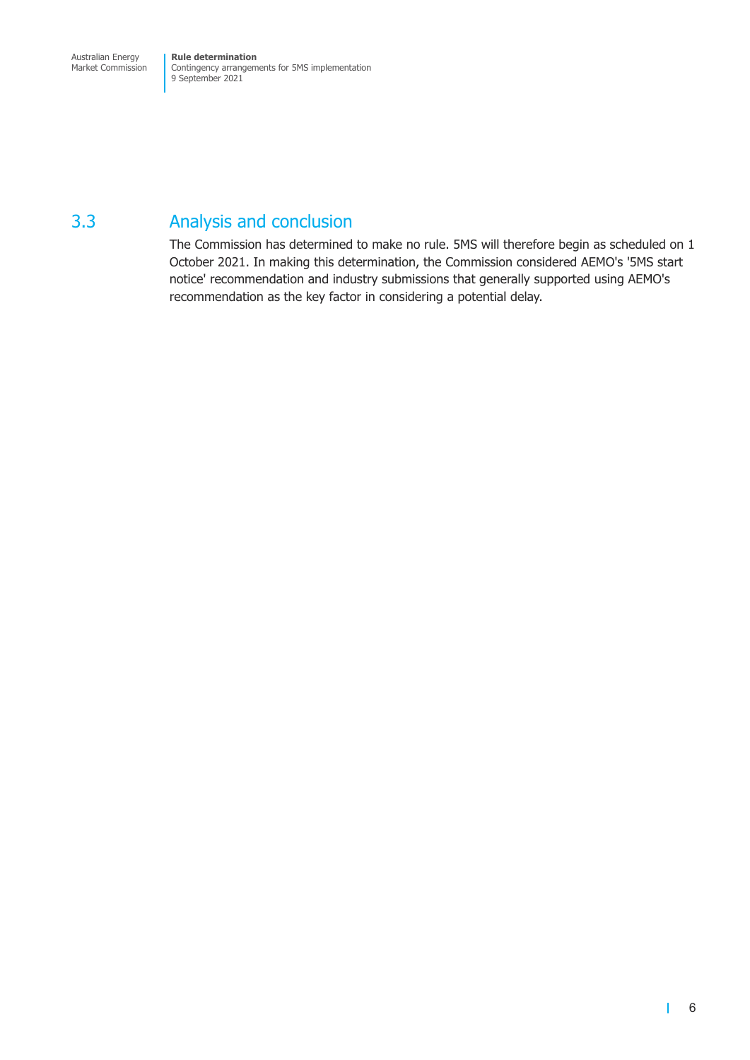## 3.3 Analysis and conclusion

The Commission has determined to make no rule. 5MS will therefore begin as scheduled on 1 October 2021. In making this determination, the Commission considered AEMO's '5MS start notice' recommendation and industry submissions that generally supported using AEMO's recommendation as the key factor in considering a potential delay.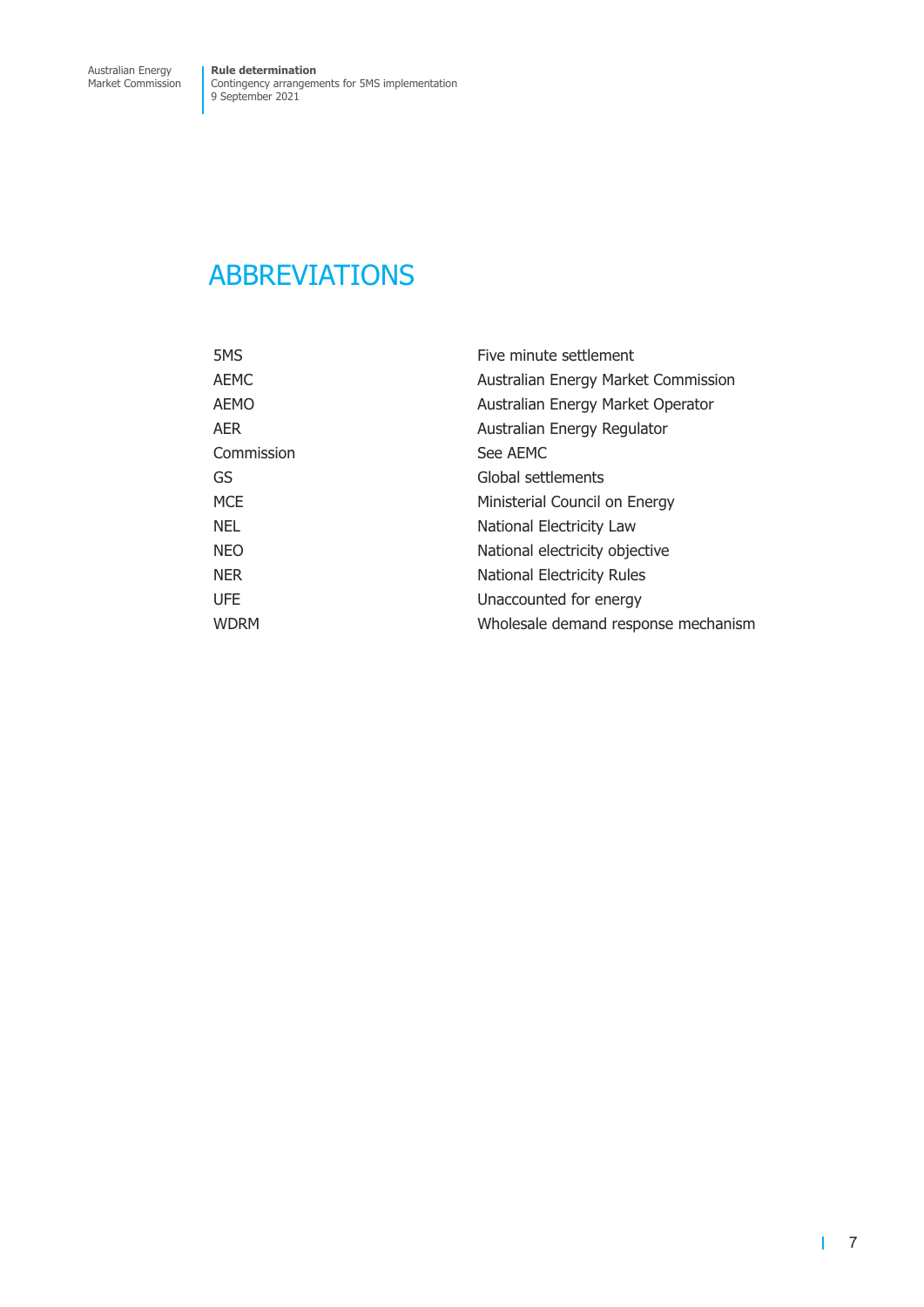# ABBREVIATIONS

| | |
|---|---|
| 5MS | Five minute settlement |
| AEMC | Australian Energy Market Commission |
| AEMO | Australian Energy Market Operator |
| AER | Australian Energy Regulator |
| Commission | See AEMC |
| GS | Global settlements |
| MCE | Ministerial Council on Energy |
| NEL | National Electricity Law |
| NEO | National electricity objective |
| NER | National Electricity Rules |
| UFE | Unaccounted for energy |
| WDRM | Wholesale demand response mechanism |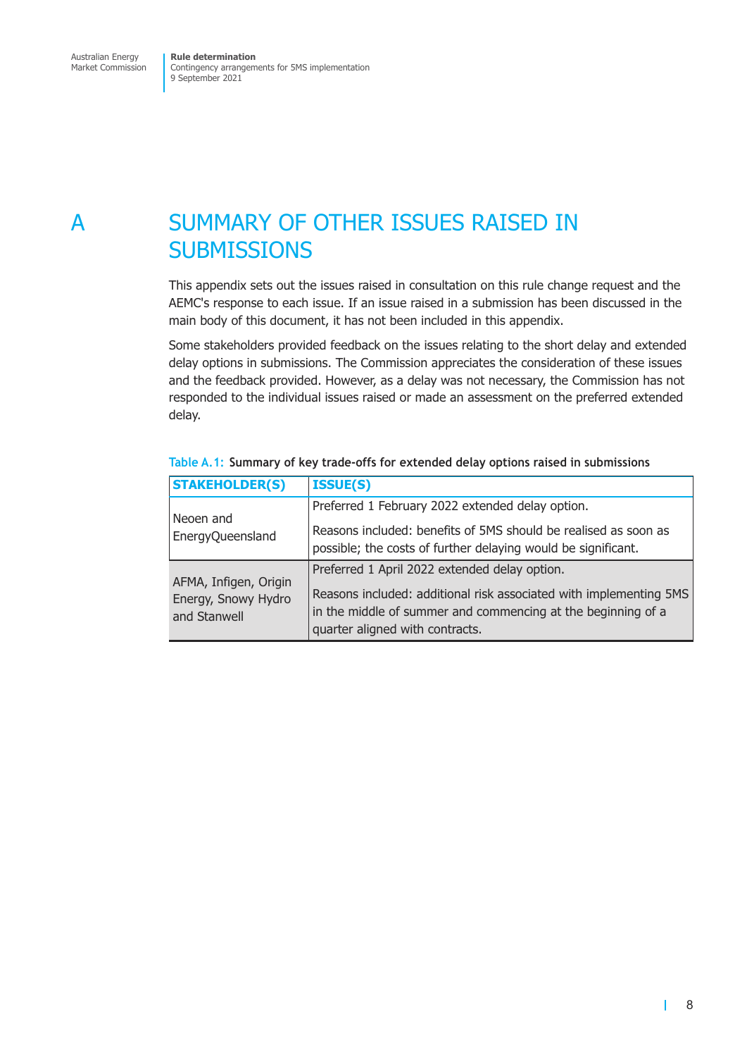# A SUMMARY OF OTHER ISSUES RAISED IN SUBMISSIONS

This appendix sets out the issues raised in consultation on this rule change request and the AEMC's response to each issue. If an issue raised in a submission has been discussed in the main body of this document, it has not been included in this appendix.

Some stakeholders provided feedback on the issues relating to the short delay and extended delay options in submissions. The Commission appreciates the consideration of these issues and the feedback provided. However, as a delay was not necessary, the Commission has not responded to the individual issues raised or made an assessment on the preferred extended delay.

Table A.1: **Summary of key trade-offs for extended delay options raised in submissions**

| STAKEHOLDER(S) | ISSUE(S) |
|---|---|
| Neoen and EnergyQueensland | Preferred 1 February 2022 extended delay option.<br><br>Reasons included: benefits of 5MS should be realised as soon as possible; the costs of further delaying would be significant. |
| AFMA, Infigen, Origin Energy, Snowy Hydro and Stanwell | Preferred 1 April 2022 extended delay option.<br><br>Reasons included: additional risk associated with implementing 5MS in the middle of summer and commencing at the beginning of a quarter aligned with contracts. |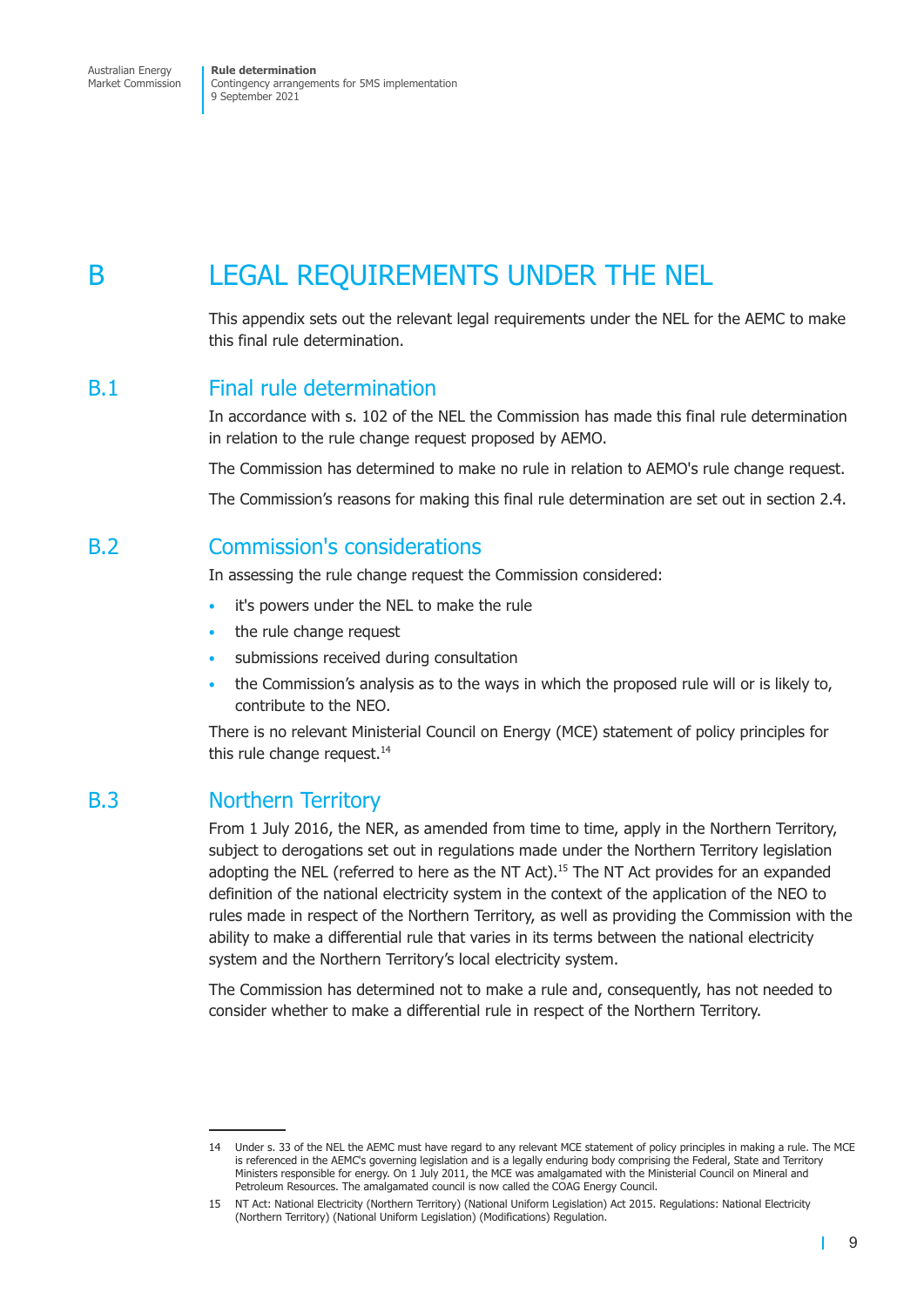# B LEGAL REQUIREMENTS UNDER THE NEL

This appendix sets out the relevant legal requirements under the NEL for the AEMC to make this final rule determination.

## B.1 Final rule determination

In accordance with s. 102 of the NEL the Commission has made this final rule determination in relation to the rule change request proposed by AEMO.

The Commission has determined to make no rule in relation to AEMO's rule change request.

The Commission's reasons for making this final rule determination are set out in section 2.4.

## B.2 Commission's considerations

In assessing the rule change request the Commission considered:

- it's powers under the NEL to make the rule
- the rule change request
- submissions received during consultation
- the Commission's analysis as to the ways in which the proposed rule will or is likely to, contribute to the NEO.

There is no relevant Ministerial Council on Energy (MCE) statement of policy principles for this rule change request.[14]

## B.3 Northern Territory

From 1 July 2016, the NER, as amended from time to time, apply in the Northern Territory, subject to derogations set out in regulations made under the Northern Territory legislation adopting the NEL (referred to here as the NT Act).[15] The NT Act provides for an expanded definition of the national electricity system in the context of the application of the NEO to rules made in respect of the Northern Territory, as well as providing the Commission with the ability to make a differential rule that varies in its terms between the national electricity system and the Northern Territory's local electricity system.

The Commission has determined not to make a rule and, consequently, has not needed to consider whether to make a differential rule in respect of the Northern Territory.

---

14 Under s. 33 of the NEL the AEMC must have regard to any relevant MCE statement of policy principles in making a rule. The MCE is referenced in the AEMC's governing legislation and is a legally enduring body comprising the Federal, State and Territory Ministers responsible for energy. On 1 July 2011, the MCE was amalgamated with the Ministerial Council on Mineral and Petroleum Resources. The amalgamated council is now called the COAG Energy Council.

15 NT Act: National Electricity (Northern Territory) (National Uniform Legislation) Act 2015. Regulations: National Electricity (Northern Territory) (National Uniform Legislation) (Modifications) Regulation.